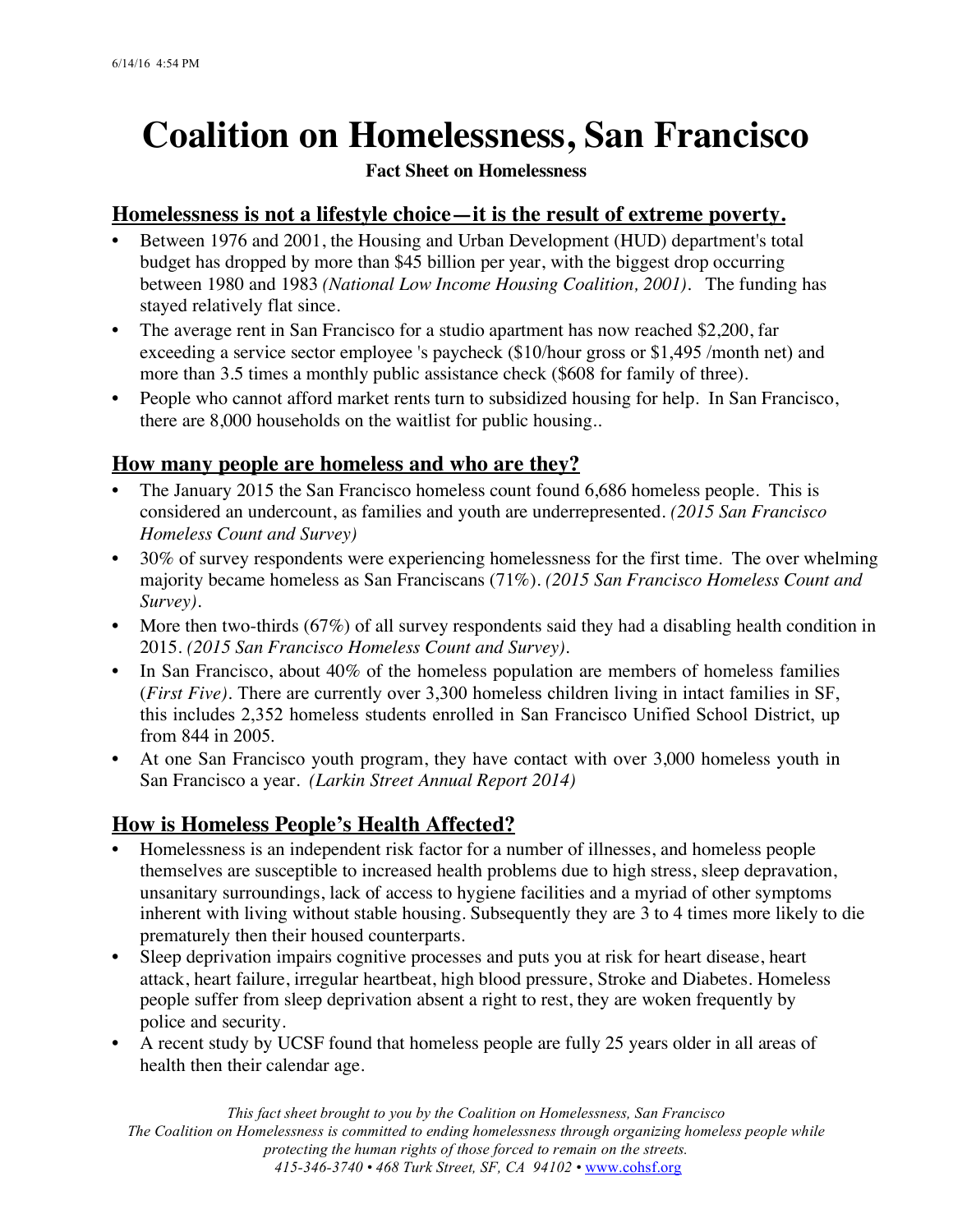# Coalition on Homelessness, San Francisco

**Fact Sheet on Homelessness**

## Homelessness is not a lifestyle choice—it is the result of extreme poverty.

- Between 1976 and 2001, the Housing and Urban Development (HUD) department's total budget has dropped by more than $45 billion per year, with the biggest drop occurring between 1980 and 1983 *(National Low Income Housing Coalition, 2001)*. The funding has stayed relatively flat since.
- The average rent in San Francisco for a studio apartment has now reached $2,200, far exceeding a service sector employee 's paycheck ($10/hour gross or $1,495 /month net) and more than 3.5 times a monthly public assistance check ($608 for family of three).
- People who cannot afford market rents turn to subsidized housing for help. In San Francisco, there are 8,000 households on the waitlist for public housing..

## How many people are homeless and who are they?

- The January 2015 the San Francisco homeless count found 6,686 homeless people. This is considered an undercount, as families and youth are underrepresented. *(2015 San Francisco Homeless Count and Survey)*
- 30% of survey respondents were experiencing homelessness for the first time. The over whelming majority became homeless as San Franciscans (71%). *(2015 San Francisco Homeless Count and Survey)*.
- More then two-thirds (67%) of all survey respondents said they had a disabling health condition in 2015. *(2015 San Francisco Homeless Count and Survey)*.
- In San Francisco, about 40% of the homeless population are members of homeless families (*First Five*). There are currently over 3,300 homeless children living in intact families in SF, this includes 2,352 homeless students enrolled in San Francisco Unified School District, up from 844 in 2005.
- At one San Francisco youth program, they have contact with over 3,000 homeless youth in San Francisco a year. *(Larkin Street Annual Report 2014)*

## How is Homeless People's Health Affected?

- Homelessness is an independent risk factor for a number of illnesses, and homeless people themselves are susceptible to increased health problems due to high stress, sleep depravation, unsanitary surroundings, lack of access to hygiene facilities and a myriad of other symptoms inherent with living without stable housing. Subsequently they are 3 to 4 times more likely to die prematurely then their housed counterparts.
- Sleep deprivation impairs cognitive processes and puts you at risk for heart disease, heart attack, heart failure, irregular heartbeat, high blood pressure, Stroke and Diabetes. Homeless people suffer from sleep deprivation absent a right to rest, they are woken frequently by police and security.
- A recent study by UCSF found that homeless people are fully 25 years older in all areas of health then their calendar age.

*This fact sheet brought to you by the Coalition on Homelessness, San Francisco*
*The Coalition on Homelessness is committed to ending homelessness through organizing homeless people while protecting the human rights of those forced to remain on the streets.*
*415-346-3740 • 468 Turk Street, SF, CA 94102 •* www.cohsf.org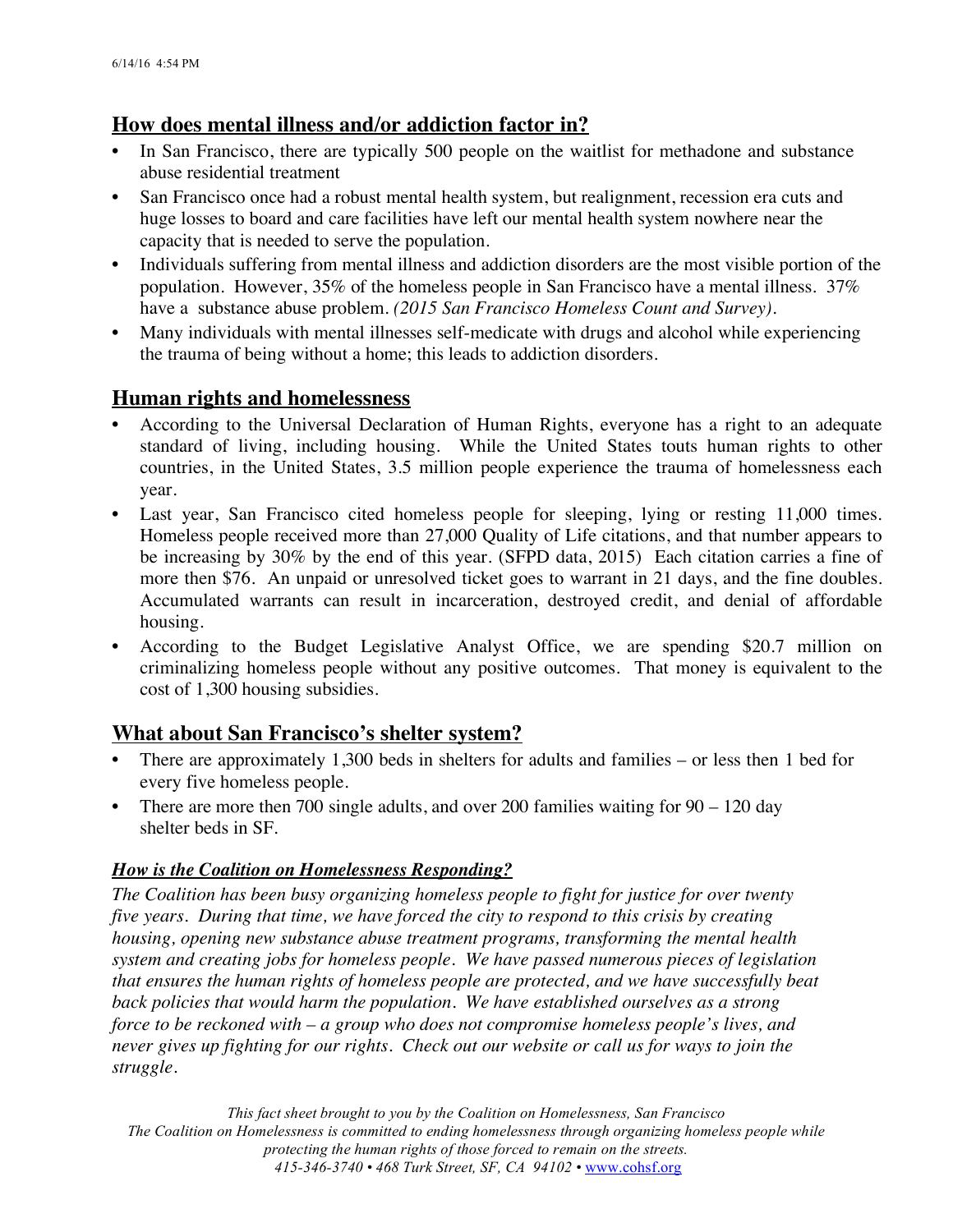## How does mental illness and/or addiction factor in?

- In San Francisco, there are typically 500 people on the waitlist for methadone and substance abuse residential treatment
- San Francisco once had a robust mental health system, but realignment, recession era cuts and huge losses to board and care facilities have left our mental health system nowhere near the capacity that is needed to serve the population.
- Individuals suffering from mental illness and addiction disorders are the most visible portion of the population. However, 35% of the homeless people in San Francisco have a mental illness. 37% have a substance abuse problem. *(2015 San Francisco Homeless Count and Survey).*
- Many individuals with mental illnesses self-medicate with drugs and alcohol while experiencing the trauma of being without a home; this leads to addiction disorders.

## Human rights and homelessness

- According to the Universal Declaration of Human Rights, everyone has a right to an adequate standard of living, including housing. While the United States touts human rights to other countries, in the United States, 3.5 million people experience the trauma of homelessness each year.
- Last year, San Francisco cited homeless people for sleeping, lying or resting 11,000 times. Homeless people received more than 27,000 Quality of Life citations, and that number appears to be increasing by 30% by the end of this year. (SFPD data, 2015) Each citation carries a fine of more then $76. An unpaid or unresolved ticket goes to warrant in 21 days, and the fine doubles. Accumulated warrants can result in incarceration, destroyed credit, and denial of affordable housing.
- According to the Budget Legislative Analyst Office, we are spending $20.7 million on criminalizing homeless people without any positive outcomes. That money is equivalent to the cost of 1,300 housing subsidies.

## What about San Francisco's shelter system?

- There are approximately 1,300 beds in shelters for adults and families – or less then 1 bed for every five homeless people.
- There are more then 700 single adults, and over 200 families waiting for 90 – 120 day shelter beds in SF.

### *How is the Coalition on Homelessness Responding?*

*The Coalition has been busy organizing homeless people to fight for justice for over twenty five years. During that time, we have forced the city to respond to this crisis by creating housing, opening new substance abuse treatment programs, transforming the mental health system and creating jobs for homeless people. We have passed numerous pieces of legislation that ensures the human rights of homeless people are protected, and we have successfully beat back policies that would harm the population. We have established ourselves as a strong force to be reckoned with – a group who does not compromise homeless people's lives, and never gives up fighting for our rights. Check out our website or call us for ways to join the struggle.*

*This fact sheet brought to you by the Coalition on Homelessness, San Francisco*
*The Coalition on Homelessness is committed to ending homelessness through organizing homeless people while protecting the human rights of those forced to remain on the streets.*
*415-346-3740 • 468 Turk Street, SF, CA 94102 •* [www.cohsf.org](http://www.cohsf.org)